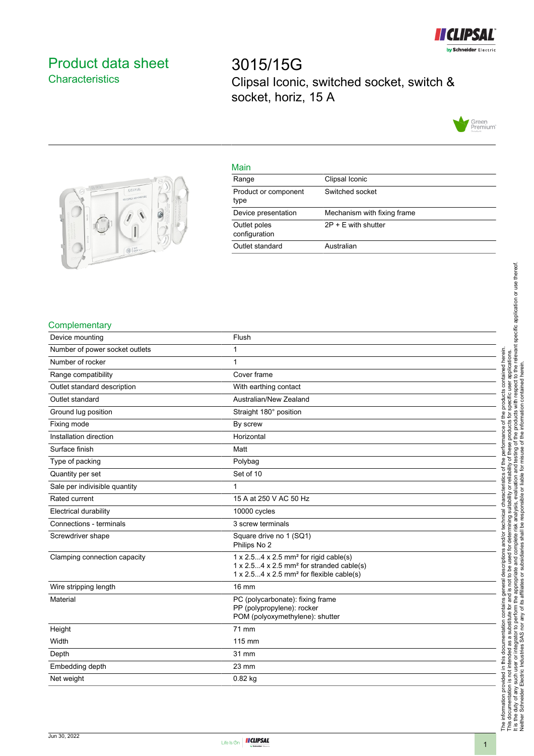# Product data sheet

## Characteristics

# 3015/15G

Clipsal Iconic, switched socket, switch & socket, horiz, 15 A

## Main

| | |
|---|---|
| Range | Clipsal Iconic |
| Product or component type | Switched socket |
| Device presentation | Mechanism with fixing frame |
| Outlet poles configuration | 2P + E with shutter |
| Outlet standard | Australian |

## Complementary

| | |
|---|---|
| Device mounting | Flush |
| Number of power socket outlets | 1 |
| Number of rocker | 1 |
| Range compatibility | Cover frame |
| Outlet standard description | With earthing contact |
| Outlet standard | Australian/New Zealand |
| Ground lug position | Straight 180° position |
| Fixing mode | By screw |
| Installation direction | Horizontal |
| Surface finish | Matt |
| Type of packing | Polybag |
| Quantity per set | Set of 10 |
| Sale per indivisible quantity | 1 |
| Rated current | 15 A at 250 V AC 50 Hz |
| Electrical durability | 10000 cycles |
| Connections - terminals | 3 screw terminals |
| Screwdriver shape | Square drive no 1 (SQ1)<br>Philips No 2 |
| Clamping connection capacity | 1 x 2.5...4 x 2.5 mm² for rigid cable(s)<br>1 x 2.5...4 x 2.5 mm² for stranded cable(s)<br>1 x 2.5...4 x 2.5 mm² for flexible cable(s) |
| Wire stripping length | 16 mm |
| Material | PC (polycarbonate): fixing frame<br>PP (polypropylene): rocker<br>POM (polyoxymethylene): shutter |
| Height | 71 mm |
| Width | 115 mm |
| Depth | 31 mm |
| Embedding depth | 23 mm |
| Net weight | 0.82 kg |

Jun 30, 2022

The information provided in this documentation contains general descriptions and/or technical characteristics of the performance of the products contained herein.
This documentation is not intended as a substitute for and is not to be used for determining suitability or reliability of these products for specific user applications.
It is the duty of any such user or integrator to perform the appropriate and complete risk analysis, evaluation and testing of the products with respect to the relevant specific application or use thereof.
Neither Schneider Electric Industries SAS nor any of its affiliates or subsidiaries shall be responsible or liable for misuse of the information contained herein.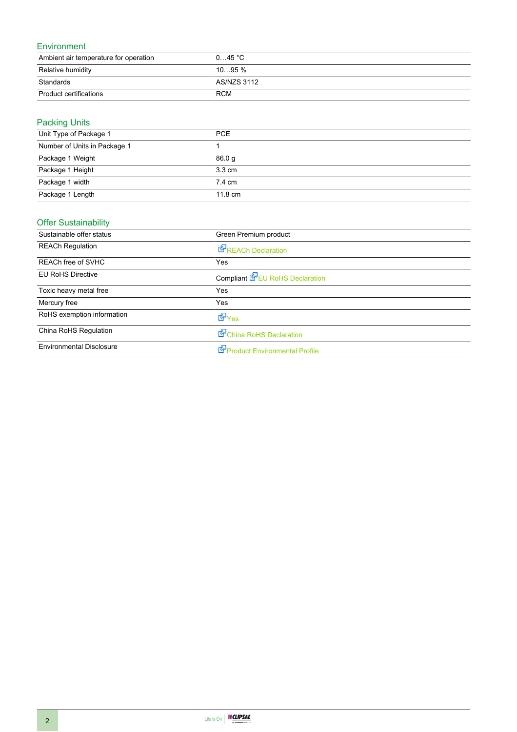## Environment

| | |
|---|---|
| Ambient air temperature for operation | 0…45 °C |
| Relative humidity | 10…95 % |
| Standards | AS/NZS 3112 |
| Product certifications | RCM |

## Packing Units

| | |
|---|---|
| Unit Type of Package 1 | PCE |
| Number of Units in Package 1 | 1 |
| Package 1 Weight | 86.0 g |
| Package 1 Height | 3.3 cm |
| Package 1 width | 7.4 cm |
| Package 1 Length | 11.8 cm |

## Offer Sustainability

| | |
|---|---|
| Sustainable offer status | Green Premium product |
| REACh Regulation | REACh Declaration |
| REACh free of SVHC | Yes |
| EU RoHS Directive | Compliant EU RoHS Declaration |
| Toxic heavy metal free | Yes |
| Mercury free | Yes |
| RoHS exemption information | Yes |
| China RoHS Regulation | China RoHS Declaration |
| Environmental Disclosure | Product Environmental Profile |